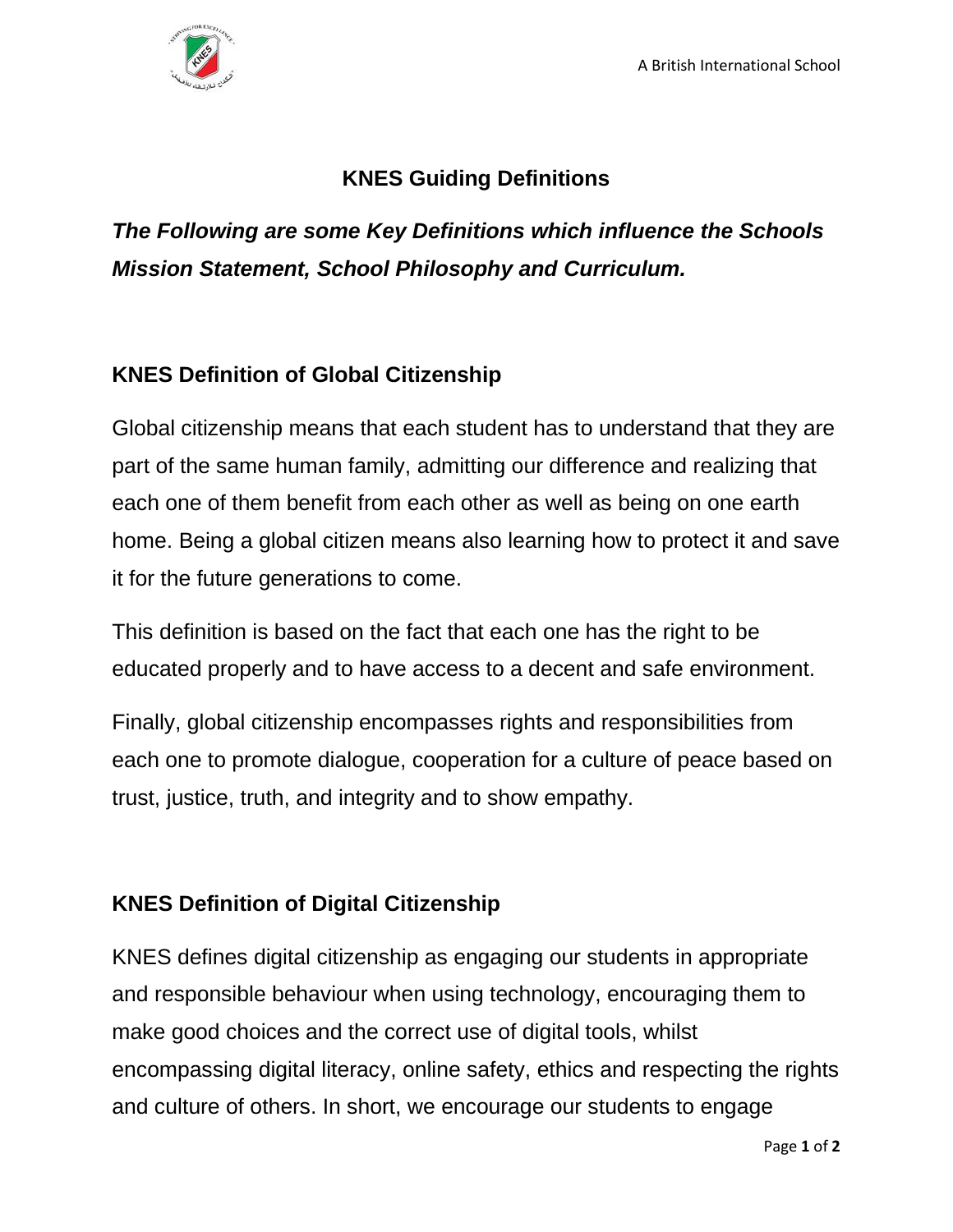# KNES Guiding Definitions

***The Following are some Key Definitions which influence the Schools Mission Statement, School Philosophy and Curriculum.***

## KNES Definition of Global Citizenship

Global citizenship means that each student has to understand that they are part of the same human family, admitting our difference and realizing that each one of them benefit from each other as well as being on one earth home. Being a global citizen means also learning how to protect it and save it for the future generations to come.

This definition is based on the fact that each one has the right to be educated properly and to have access to a decent and safe environment.

Finally, global citizenship encompasses rights and responsibilities from each one to promote dialogue, cooperation for a culture of peace based on trust, justice, truth, and integrity and to show empathy.

## KNES Definition of Digital Citizenship

KNES defines digital citizenship as engaging our students in appropriate and responsible behaviour when using technology, encouraging them to make good choices and the correct use of digital tools, whilst encompassing digital literacy, online safety, ethics and respecting the rights and culture of others. In short, we encourage our students to engage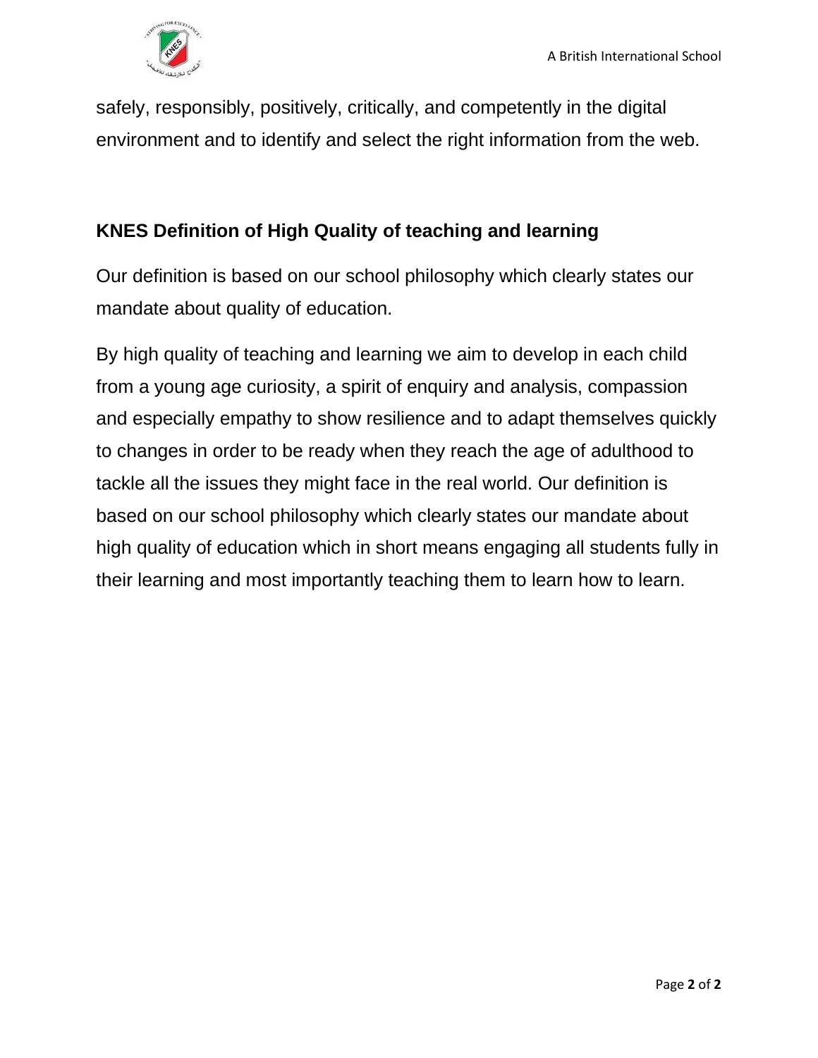safely, responsibly, positively, critically, and competently in the digital environment and to identify and select the right information from the web.

## KNES Definition of High Quality of teaching and learning

Our definition is based on our school philosophy which clearly states our mandate about quality of education.

By high quality of teaching and learning we aim to develop in each child from a young age curiosity, a spirit of enquiry and analysis, compassion and especially empathy to show resilience and to adapt themselves quickly to changes in order to be ready when they reach the age of adulthood to tackle all the issues they might face in the real world. Our definition is based on our school philosophy which clearly states our mandate about high quality of education which in short means engaging all students fully in their learning and most importantly teaching them to learn how to learn.